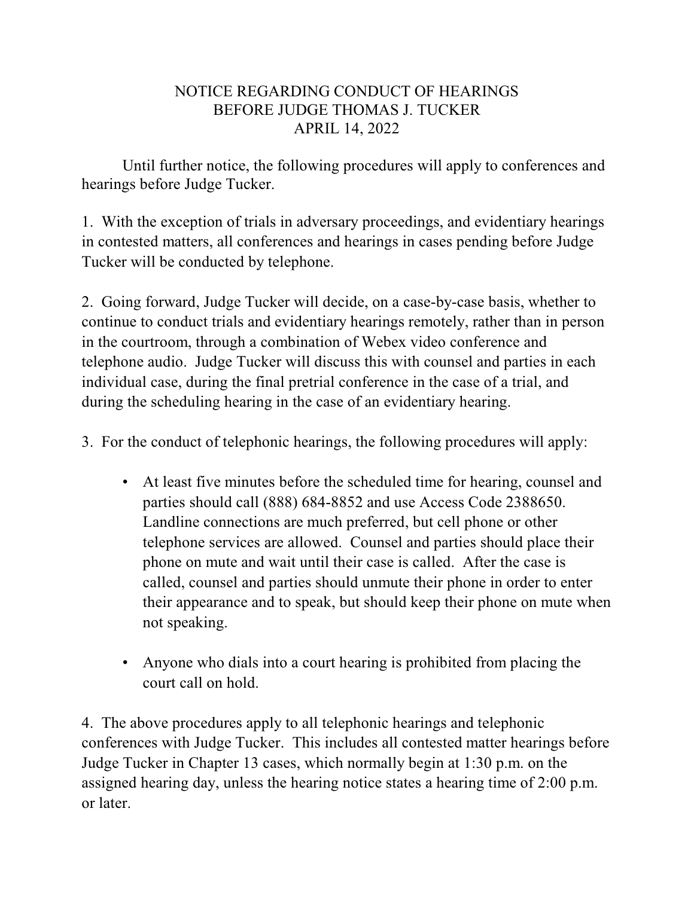# NOTICE REGARDING CONDUCT OF HEARINGS BEFORE JUDGE THOMAS J. TUCKER APRIL 14, 2022

Until further notice, the following procedures will apply to conferences and hearings before Judge Tucker.

1. With the exception of trials in adversary proceedings, and evidentiary hearings in contested matters, all conferences and hearings in cases pending before Judge Tucker will be conducted by telephone.

2. Going forward, Judge Tucker will decide, on a case-by-case basis, whether to continue to conduct trials and evidentiary hearings remotely, rather than in person in the courtroom, through a combination of Webex video conference and telephone audio. Judge Tucker will discuss this with counsel and parties in each individual case, during the final pretrial conference in the case of a trial, and during the scheduling hearing in the case of an evidentiary hearing.

3. For the conduct of telephonic hearings, the following procedures will apply:

- At least five minutes before the scheduled time for hearing, counsel and parties should call (888) 684-8852 and use Access Code 2388650. Landline connections are much preferred, but cell phone or other telephone services are allowed. Counsel and parties should place their phone on mute and wait until their case is called. After the case is called, counsel and parties should unmute their phone in order to enter their appearance and to speak, but should keep their phone on mute when not speaking.

- Anyone who dials into a court hearing is prohibited from placing the court call on hold.

4. The above procedures apply to all telephonic hearings and telephonic conferences with Judge Tucker. This includes all contested matter hearings before Judge Tucker in Chapter 13 cases, which normally begin at 1:30 p.m. on the assigned hearing day, unless the hearing notice states a hearing time of 2:00 p.m. or later.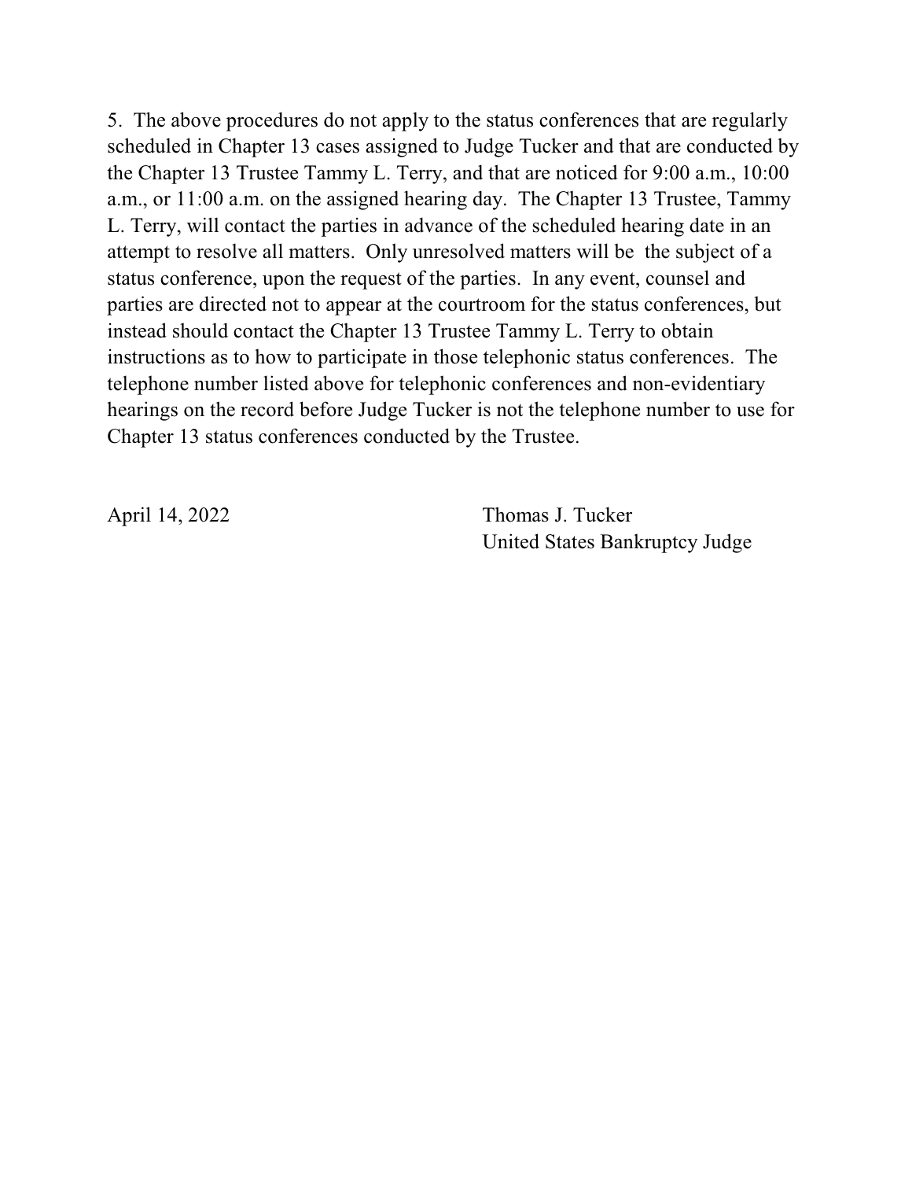5. The above procedures do not apply to the status conferences that are regularly scheduled in Chapter 13 cases assigned to Judge Tucker and that are conducted by the Chapter 13 Trustee Tammy L. Terry, and that are noticed for 9:00 a.m., 10:00 a.m., or 11:00 a.m. on the assigned hearing day. The Chapter 13 Trustee, Tammy L. Terry, will contact the parties in advance of the scheduled hearing date in an attempt to resolve all matters. Only unresolved matters will be the subject of a status conference, upon the request of the parties. In any event, counsel and parties are directed not to appear at the courtroom for the status conferences, but instead should contact the Chapter 13 Trustee Tammy L. Terry to obtain instructions as to how to participate in those telephonic status conferences. The telephone number listed above for telephonic conferences and non-evidentiary hearings on the record before Judge Tucker is not the telephone number to use for Chapter 13 status conferences conducted by the Trustee.

April 14, 2022

Thomas J. Tucker
United States Bankruptcy Judge